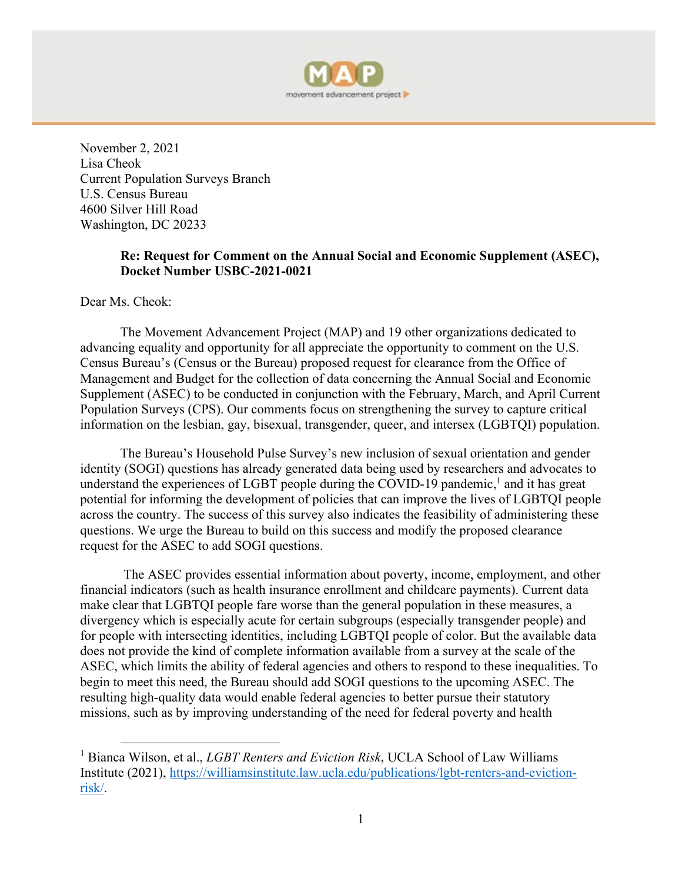November 2, 2021
Lisa Cheok
Current Population Surveys Branch
U.S. Census Bureau
4600 Silver Hill Road
Washington, DC 20233

**Re: Request for Comment on the Annual Social and Economic Supplement (ASEC), Docket Number USBC-2021-0021**

Dear Ms. Cheok:

The Movement Advancement Project (MAP) and 19 other organizations dedicated to advancing equality and opportunity for all appreciate the opportunity to comment on the U.S. Census Bureau's (Census or the Bureau) proposed request for clearance from the Office of Management and Budget for the collection of data concerning the Annual Social and Economic Supplement (ASEC) to be conducted in conjunction with the February, March, and April Current Population Surveys (CPS). Our comments focus on strengthening the survey to capture critical information on the lesbian, gay, bisexual, transgender, queer, and intersex (LGBTQI) population.

The Bureau's Household Pulse Survey's new inclusion of sexual orientation and gender identity (SOGI) questions has already generated data being used by researchers and advocates to understand the experiences of LGBT people during the COVID-19 pandemic,[1] and it has great potential for informing the development of policies that can improve the lives of LGBTQI people across the country. The success of this survey also indicates the feasibility of administering these questions. We urge the Bureau to build on this success and modify the proposed clearance request for the ASEC to add SOGI questions.

The ASEC provides essential information about poverty, income, employment, and other financial indicators (such as health insurance enrollment and childcare payments). Current data make clear that LGBTQI people fare worse than the general population in these measures, a divergency which is especially acute for certain subgroups (especially transgender people) and for people with intersecting identities, including LGBTQI people of color. But the available data does not provide the kind of complete information available from a survey at the scale of the ASEC, which limits the ability of federal agencies and others to respond to these inequalities. To begin to meet this need, the Bureau should add SOGI questions to the upcoming ASEC. The resulting high-quality data would enable federal agencies to better pursue their statutory missions, such as by improving understanding of the need for federal poverty and health

[1] Bianca Wilson, et al., *LGBT Renters and Eviction Risk*, UCLA School of Law Williams Institute (2021), https://williamsinstitute.law.ucla.edu/publications/lgbt-renters-and-eviction-risk/.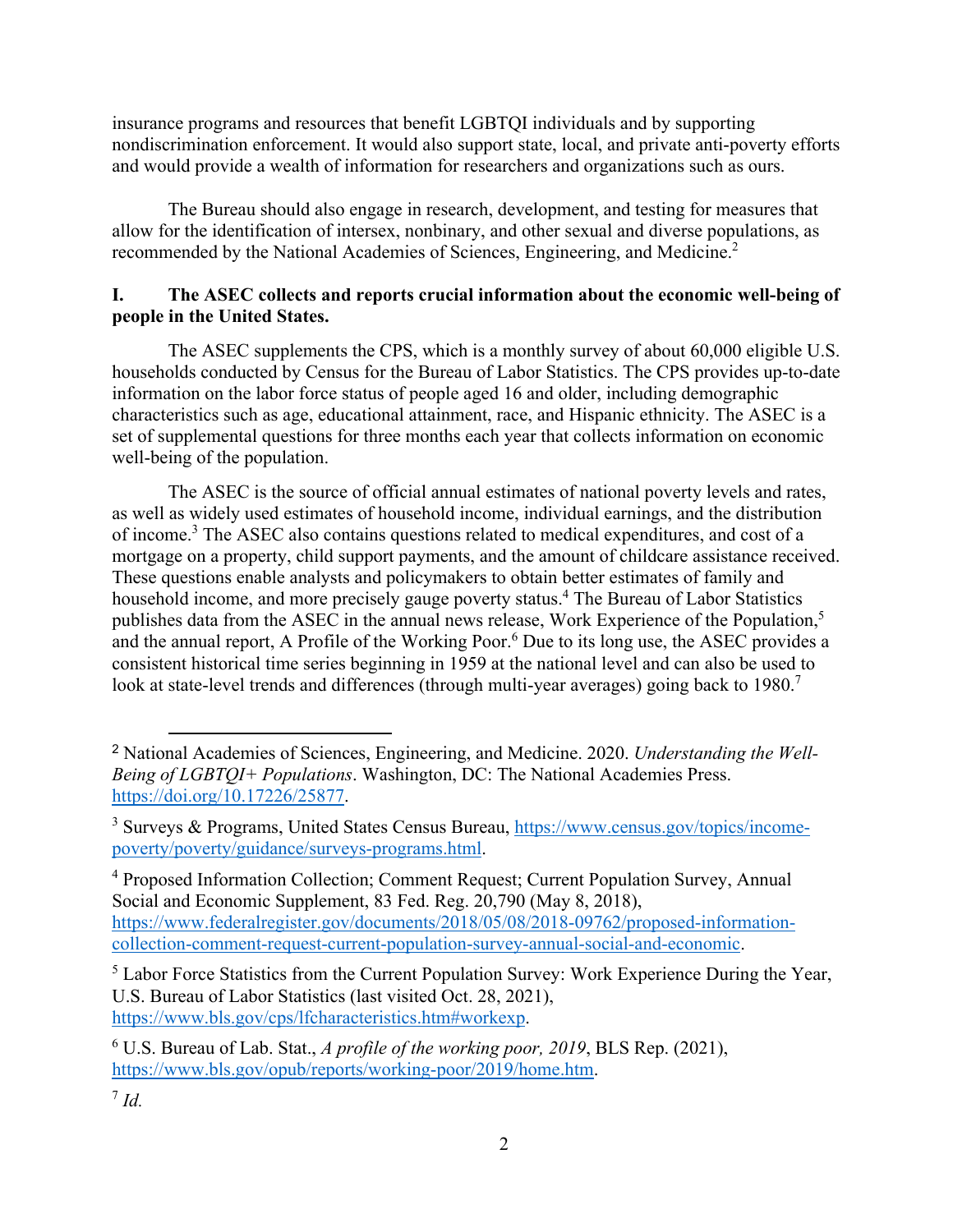insurance programs and resources that benefit LGBTQI individuals and by supporting nondiscrimination enforcement. It would also support state, local, and private anti-poverty efforts and would provide a wealth of information for researchers and organizations such as ours.

The Bureau should also engage in research, development, and testing for measures that allow for the identification of intersex, nonbinary, and other sexual and diverse populations, as recommended by the National Academies of Sciences, Engineering, and Medicine.[2]

## I. The ASEC collects and reports crucial information about the economic well-being of people in the United States.

The ASEC supplements the CPS, which is a monthly survey of about 60,000 eligible U.S. households conducted by Census for the Bureau of Labor Statistics. The CPS provides up-to-date information on the labor force status of people aged 16 and older, including demographic characteristics such as age, educational attainment, race, and Hispanic ethnicity. The ASEC is a set of supplemental questions for three months each year that collects information on economic well-being of the population.

The ASEC is the source of official annual estimates of national poverty levels and rates, as well as widely used estimates of household income, individual earnings, and the distribution of income.[3] The ASEC also contains questions related to medical expenditures, and cost of a mortgage on a property, child support payments, and the amount of childcare assistance received. These questions enable analysts and policymakers to obtain better estimates of family and household income, and more precisely gauge poverty status.[4] The Bureau of Labor Statistics publishes data from the ASEC in the annual news release, Work Experience of the Population,[5] and the annual report, A Profile of the Working Poor.[6] Due to its long use, the ASEC provides a consistent historical time series beginning in 1959 at the national level and can also be used to look at state-level trends and differences (through multi-year averages) going back to 1980.[7]

---

[2] National Academies of Sciences, Engineering, and Medicine. 2020. *Understanding the Well-Being of LGBTQI+ Populations*. Washington, DC: The National Academies Press. https://doi.org/10.17226/25877.

[3] Surveys & Programs, United States Census Bureau, https://www.census.gov/topics/income-poverty/poverty/guidance/surveys-programs.html.

[4] Proposed Information Collection; Comment Request; Current Population Survey, Annual Social and Economic Supplement, 83 Fed. Reg. 20,790 (May 8, 2018), https://www.federalregister.gov/documents/2018/05/08/2018-09762/proposed-information-collection-comment-request-current-population-survey-annual-social-and-economic.

[5] Labor Force Statistics from the Current Population Survey: Work Experience During the Year, U.S. Bureau of Labor Statistics (last visited Oct. 28, 2021), https://www.bls.gov/cps/lfcharacteristics.htm#workexp.

[6] U.S. Bureau of Lab. Stat., *A profile of the working poor, 2019*, BLS Rep. (2021), https://www.bls.gov/opub/reports/working-poor/2019/home.htm.

[7] *Id.*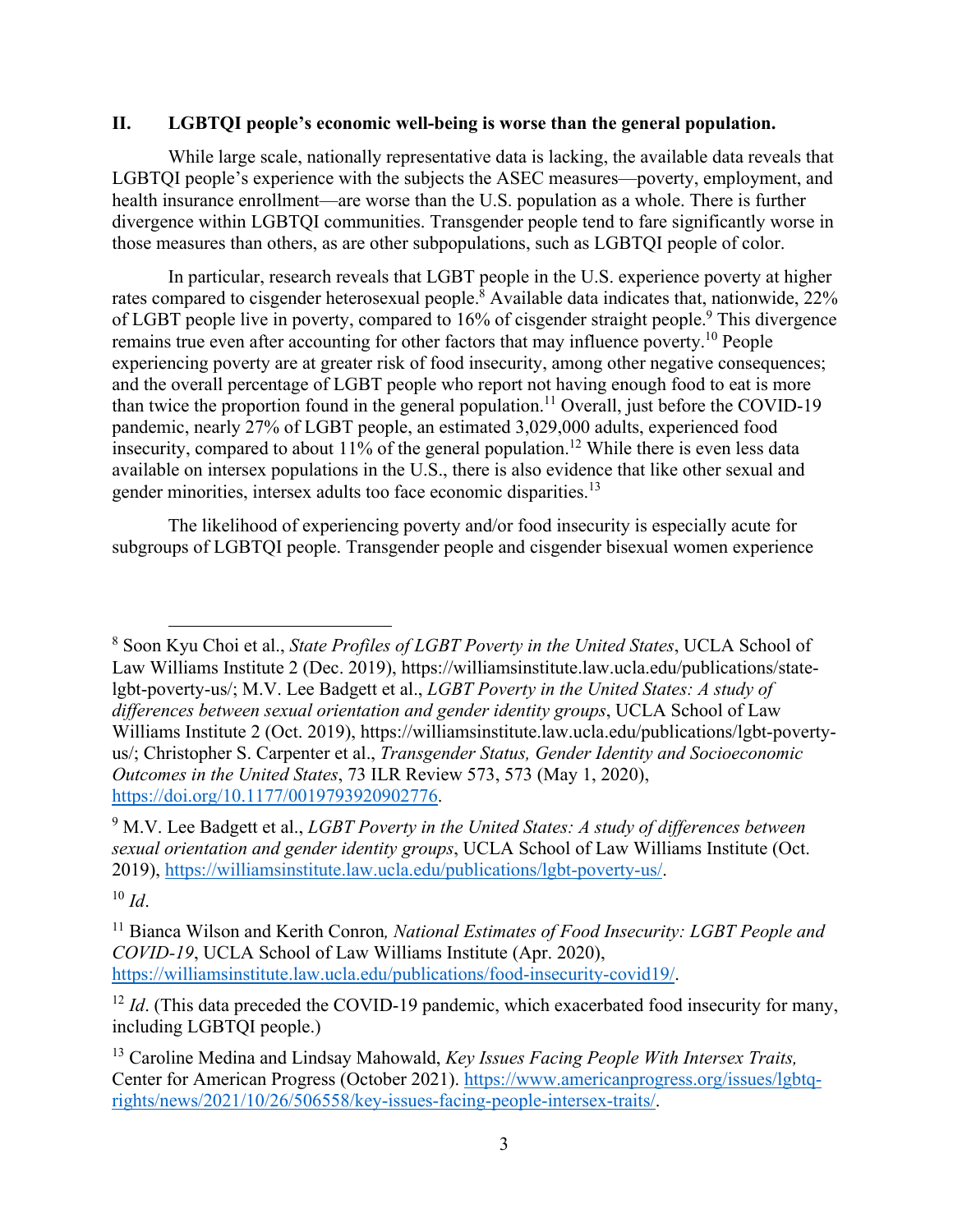## II. LGBTQI people's economic well-being is worse than the general population.

While large scale, nationally representative data is lacking, the available data reveals that LGBTQI people's experience with the subjects the ASEC measures—poverty, employment, and health insurance enrollment—are worse than the U.S. population as a whole. There is further divergence within LGBTQI communities. Transgender people tend to fare significantly worse in those measures than others, as are other subpopulations, such as LGBTQI people of color.

In particular, research reveals that LGBT people in the U.S. experience poverty at higher rates compared to cisgender heterosexual people.[8] Available data indicates that, nationwide, 22% of LGBT people live in poverty, compared to 16% of cisgender straight people.[9] This divergence remains true even after accounting for other factors that may influence poverty.[10] People experiencing poverty are at greater risk of food insecurity, among other negative consequences; and the overall percentage of LGBT people who report not having enough food to eat is more than twice the proportion found in the general population.[11] Overall, just before the COVID-19 pandemic, nearly 27% of LGBT people, an estimated 3,029,000 adults, experienced food insecurity, compared to about 11% of the general population.[12] While there is even less data available on intersex populations in the U.S., there is also evidence that like other sexual and gender minorities, intersex adults too face economic disparities.[13]

The likelihood of experiencing poverty and/or food insecurity is especially acute for subgroups of LGBTQI people. Transgender people and cisgender bisexual women experience

---

[8] Soon Kyu Choi et al., *State Profiles of LGBT Poverty in the United States*, UCLA School of Law Williams Institute 2 (Dec. 2019), https://williamsinstitute.law.ucla.edu/publications/state-lgbt-poverty-us/; M.V. Lee Badgett et al., *LGBT Poverty in the United States: A study of differences between sexual orientation and gender identity groups*, UCLA School of Law Williams Institute 2 (Oct. 2019), https://williamsinstitute.law.ucla.edu/publications/lgbt-poverty-us/; Christopher S. Carpenter et al., *Transgender Status, Gender Identity and Socioeconomic Outcomes in the United States*, 73 ILR Review 573, 573 (May 1, 2020), https://doi.org/10.1177/0019793920902776.

[9] M.V. Lee Badgett et al., *LGBT Poverty in the United States: A study of differences between sexual orientation and gender identity groups*, UCLA School of Law Williams Institute (Oct. 2019), https://williamsinstitute.law.ucla.edu/publications/lgbt-poverty-us/.

[10] *Id*.

[11] Bianca Wilson and Kerith Conron*, National Estimates of Food Insecurity: LGBT People and COVID-19*, UCLA School of Law Williams Institute (Apr. 2020), https://williamsinstitute.law.ucla.edu/publications/food-insecurity-covid19/.

[12] *Id*. (This data preceded the COVID-19 pandemic, which exacerbated food insecurity for many, including LGBTQI people.)

[13] Caroline Medina and Lindsay Mahowald, *Key Issues Facing People With Intersex Traits,* Center for American Progress (October 2021). https://www.americanprogress.org/issues/lgbtq-rights/news/2021/10/26/506558/key-issues-facing-people-intersex-traits/.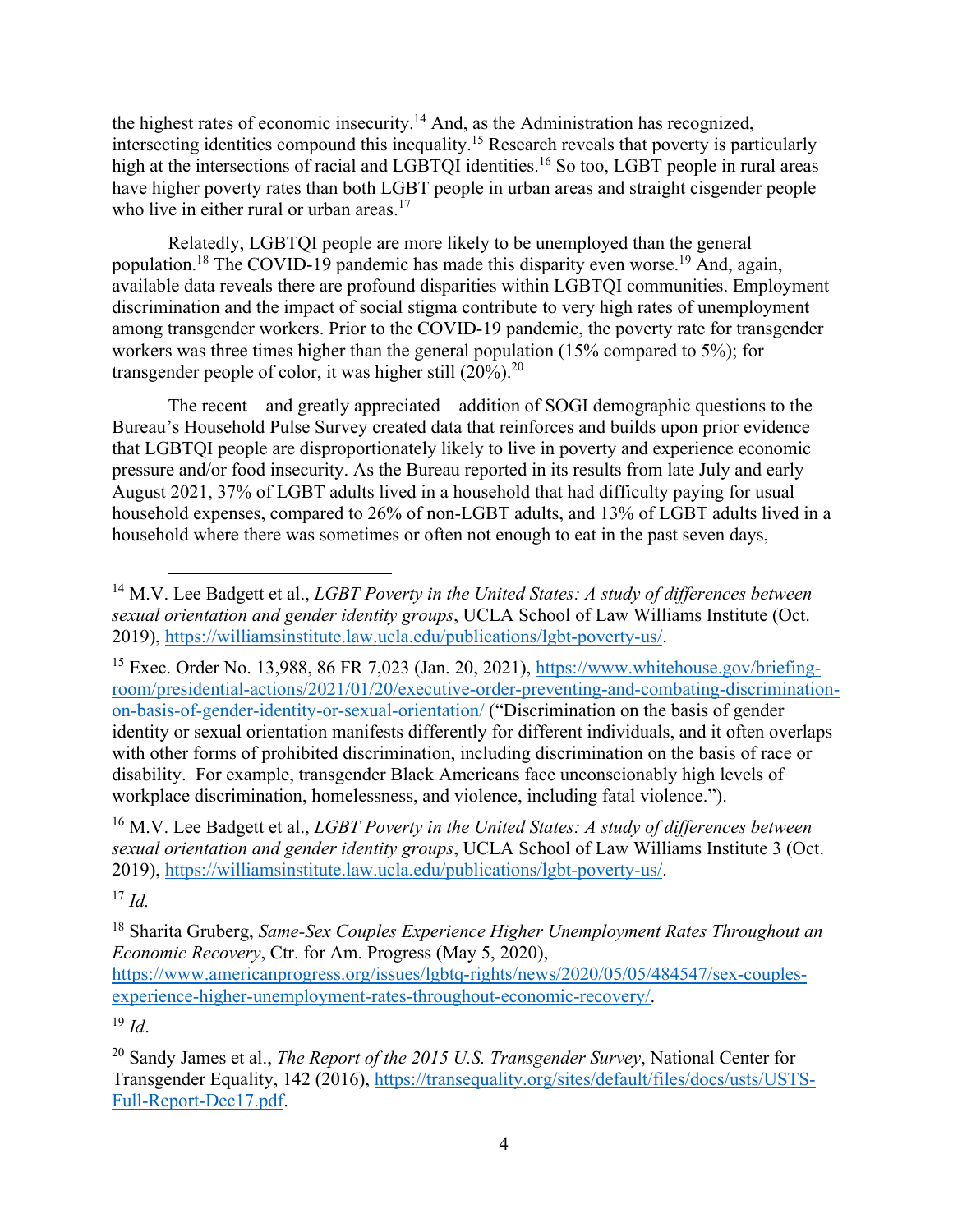the highest rates of economic insecurity.[14] And, as the Administration has recognized, intersecting identities compound this inequality.[15] Research reveals that poverty is particularly high at the intersections of racial and LGBTQI identities.[16] So too, LGBT people in rural areas have higher poverty rates than both LGBT people in urban areas and straight cisgender people who live in either rural or urban areas.[17]

Relatedly, LGBTQI people are more likely to be unemployed than the general population.[18] The COVID-19 pandemic has made this disparity even worse.[19] And, again, available data reveals there are profound disparities within LGBTQI communities. Employment discrimination and the impact of social stigma contribute to very high rates of unemployment among transgender workers. Prior to the COVID-19 pandemic, the poverty rate for transgender workers was three times higher than the general population (15% compared to 5%); for transgender people of color, it was higher still (20%).[20]

The recent—and greatly appreciated—addition of SOGI demographic questions to the Bureau's Household Pulse Survey created data that reinforces and builds upon prior evidence that LGBTQI people are disproportionately likely to live in poverty and experience economic pressure and/or food insecurity. As the Bureau reported in its results from late July and early August 2021, 37% of LGBT adults lived in a household that had difficulty paying for usual household expenses, compared to 26% of non-LGBT adults, and 13% of LGBT adults lived in a household where there was sometimes or often not enough to eat in the past seven days,

---

[14] M.V. Lee Badgett et al., *LGBT Poverty in the United States: A study of differences between sexual orientation and gender identity groups*, UCLA School of Law Williams Institute (Oct. 2019), https://williamsinstitute.law.ucla.edu/publications/lgbt-poverty-us/.

[15] Exec. Order No. 13,988, 86 FR 7,023 (Jan. 20, 2021), https://www.whitehouse.gov/briefing-room/presidential-actions/2021/01/20/executive-order-preventing-and-combating-discrimination-on-basis-of-gender-identity-or-sexual-orientation/ ("Discrimination on the basis of gender identity or sexual orientation manifests differently for different individuals, and it often overlaps with other forms of prohibited discrimination, including discrimination on the basis of race or disability. For example, transgender Black Americans face unconscionably high levels of workplace discrimination, homelessness, and violence, including fatal violence.").

[16] M.V. Lee Badgett et al., *LGBT Poverty in the United States: A study of differences between sexual orientation and gender identity groups*, UCLA School of Law Williams Institute 3 (Oct. 2019), https://williamsinstitute.law.ucla.edu/publications/lgbt-poverty-us/.

[17] *Id.*

[18] Sharita Gruberg, *Same-Sex Couples Experience Higher Unemployment Rates Throughout an Economic Recovery*, Ctr. for Am. Progress (May 5, 2020), https://www.americanprogress.org/issues/lgbtq-rights/news/2020/05/05/484547/sex-couples-experience-higher-unemployment-rates-throughout-economic-recovery/.

[19] *Id*.

[20] Sandy James et al., *The Report of the 2015 U.S. Transgender Survey*, National Center for Transgender Equality, 142 (2016), https://transequality.org/sites/default/files/docs/usts/USTS-Full-Report-Dec17.pdf.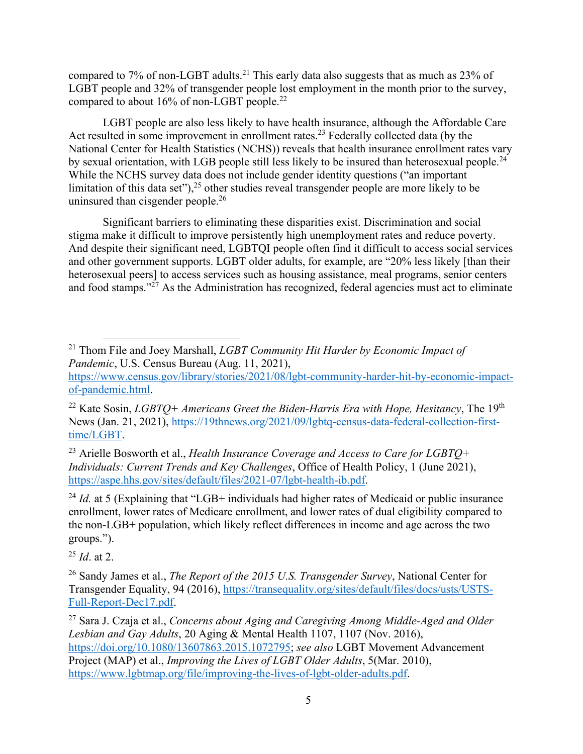compared to 7% of non-LGBT adults.[21] This early data also suggests that as much as 23% of LGBT people and 32% of transgender people lost employment in the month prior to the survey, compared to about 16% of non-LGBT people.[22]

LGBT people are also less likely to have health insurance, although the Affordable Care Act resulted in some improvement in enrollment rates.[23] Federally collected data (by the National Center for Health Statistics (NCHS)) reveals that health insurance enrollment rates vary by sexual orientation, with LGB people still less likely to be insured than heterosexual people.[24] While the NCHS survey data does not include gender identity questions ("an important limitation of this data set"),[25] other studies reveal transgender people are more likely to be uninsured than cisgender people.[26]

Significant barriers to eliminating these disparities exist. Discrimination and social stigma make it difficult to improve persistently high unemployment rates and reduce poverty. And despite their significant need, LGBTQI people often find it difficult to access social services and other government supports. LGBT older adults, for example, are "20% less likely [than their heterosexual peers] to access services such as housing assistance, meal programs, senior centers and food stamps."[27] As the Administration has recognized, federal agencies must act to eliminate

---

[21] Thom File and Joey Marshall, *LGBT Community Hit Harder by Economic Impact of Pandemic*, U.S. Census Bureau (Aug. 11, 2021), https://www.census.gov/library/stories/2021/08/lgbt-community-harder-hit-by-economic-impact-of-pandemic.html.

[22] Kate Sosin, *LGBTQ+ Americans Greet the Biden-Harris Era with Hope, Hesitancy*, The 19th News (Jan. 21, 2021), https://19thnews.org/2021/09/lgbtq-census-data-federal-collection-first-time/LGBT.

[23] Arielle Bosworth et al., *Health Insurance Coverage and Access to Care for LGBTQ+ Individuals: Current Trends and Key Challenges*, Office of Health Policy, 1 (June 2021), https://aspe.hhs.gov/sites/default/files/2021-07/lgbt-health-ib.pdf.

[24] *Id.* at 5 (Explaining that "LGB+ individuals had higher rates of Medicaid or public insurance enrollment, lower rates of Medicare enrollment, and lower rates of dual eligibility compared to the non-LGB+ population, which likely reflect differences in income and age across the two groups.").

[25] *Id*. at 2.

[26] Sandy James et al., *The Report of the 2015 U.S. Transgender Survey*, National Center for Transgender Equality, 94 (2016), https://transequality.org/sites/default/files/docs/usts/USTS-Full-Report-Dec17.pdf.

[27] Sara J. Czaja et al., *Concerns about Aging and Caregiving Among Middle-Aged and Older Lesbian and Gay Adults*, 20 Aging & Mental Health 1107, 1107 (Nov. 2016), https://doi.org/10.1080/13607863.2015.1072795; *see also* LGBT Movement Advancement Project (MAP) et al., *Improving the Lives of LGBT Older Adults*, 5(Mar. 2010), https://www.lgbtmap.org/file/improving-the-lives-of-lgbt-older-adults.pdf.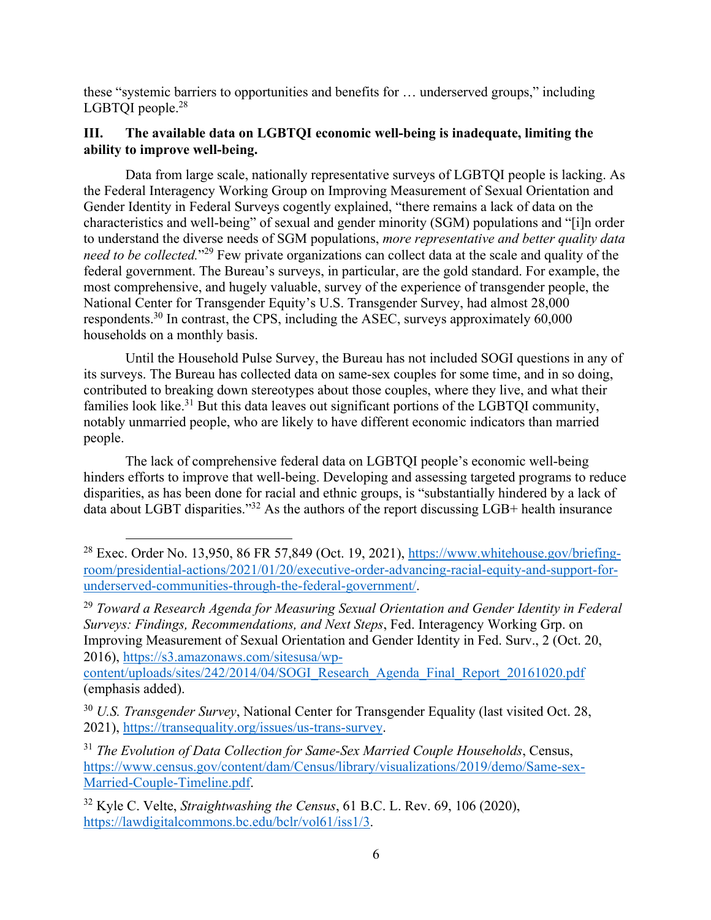these "systemic barriers to opportunities and benefits for … underserved groups," including LGBTQI people.[28]

## III. The available data on LGBTQI economic well-being is inadequate, limiting the ability to improve well-being.

Data from large scale, nationally representative surveys of LGBTQI people is lacking. As the Federal Interagency Working Group on Improving Measurement of Sexual Orientation and Gender Identity in Federal Surveys cogently explained, "there remains a lack of data on the characteristics and well-being" of sexual and gender minority (SGM) populations and "[i]n order to understand the diverse needs of SGM populations, *more representative and better quality data need to be collected.*"[29] Few private organizations can collect data at the scale and quality of the federal government. The Bureau's surveys, in particular, are the gold standard. For example, the most comprehensive, and hugely valuable, survey of the experience of transgender people, the National Center for Transgender Equity's U.S. Transgender Survey, had almost 28,000 respondents.[30] In contrast, the CPS, including the ASEC, surveys approximately 60,000 households on a monthly basis.

Until the Household Pulse Survey, the Bureau has not included SOGI questions in any of its surveys. The Bureau has collected data on same-sex couples for some time, and in so doing, contributed to breaking down stereotypes about those couples, where they live, and what their families look like.[31] But this data leaves out significant portions of the LGBTQI community, notably unmarried people, who are likely to have different economic indicators than married people.

The lack of comprehensive federal data on LGBTQI people's economic well-being hinders efforts to improve that well-being. Developing and assessing targeted programs to reduce disparities, as has been done for racial and ethnic groups, is "substantially hindered by a lack of data about LGBT disparities."[32] As the authors of the report discussing LGB+ health insurance

---

[28] Exec. Order No. 13,950, 86 FR 57,849 (Oct. 19, 2021), https://www.whitehouse.gov/briefing-room/presidential-actions/2021/01/20/executive-order-advancing-racial-equity-and-support-for-underserved-communities-through-the-federal-government/.

[29] *Toward a Research Agenda for Measuring Sexual Orientation and Gender Identity in Federal Surveys: Findings, Recommendations, and Next Steps*, Fed. Interagency Working Grp. on Improving Measurement of Sexual Orientation and Gender Identity in Fed. Surv., 2 (Oct. 20, 2016), https://s3.amazonaws.com/sitesusa/wp-content/uploads/sites/242/2014/04/SOGI_Research_Agenda_Final_Report_20161020.pdf (emphasis added).

[30] *U.S. Transgender Survey*, National Center for Transgender Equality (last visited Oct. 28, 2021), https://transequality.org/issues/us-trans-survey.

[31] *The Evolution of Data Collection for Same-Sex Married Couple Households*, Census, https://www.census.gov/content/dam/Census/library/visualizations/2019/demo/Same-sex-Married-Couple-Timeline.pdf.

[32] Kyle C. Velte, *Straightwashing the Census*, 61 B.C. L. Rev. 69, 106 (2020), https://lawdigitalcommons.bc.edu/bclr/vol61/iss1/3.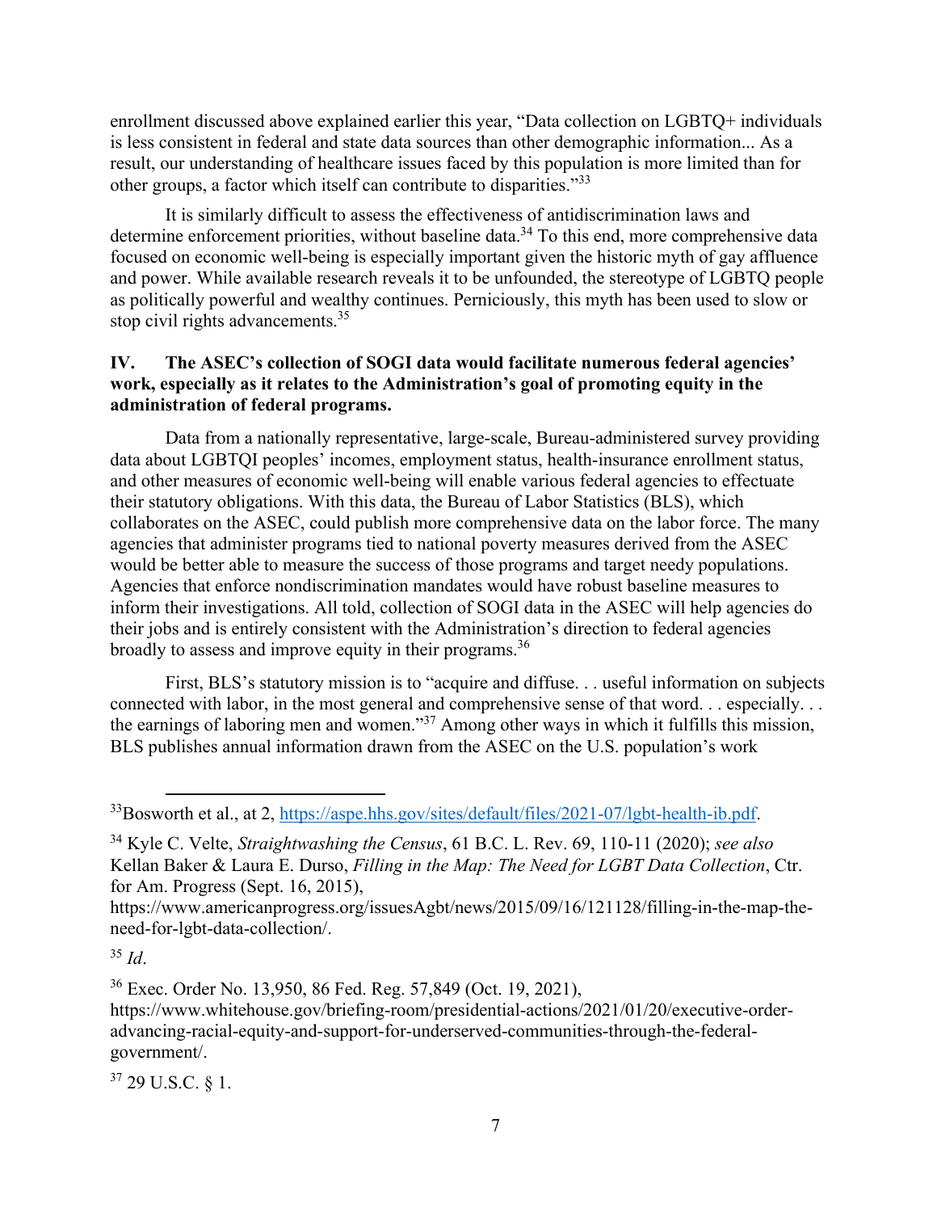enrollment discussed above explained earlier this year, "Data collection on LGBTQ+ individuals is less consistent in federal and state data sources than other demographic information... As a result, our understanding of healthcare issues faced by this population is more limited than for other groups, a factor which itself can contribute to disparities."[33]

It is similarly difficult to assess the effectiveness of antidiscrimination laws and determine enforcement priorities, without baseline data.[34] To this end, more comprehensive data focused on economic well-being is especially important given the historic myth of gay affluence and power. While available research reveals it to be unfounded, the stereotype of LGBTQ people as politically powerful and wealthy continues. Perniciously, this myth has been used to slow or stop civil rights advancements.[35]

## IV. The ASEC's collection of SOGI data would facilitate numerous federal agencies' work, especially as it relates to the Administration's goal of promoting equity in the administration of federal programs.

Data from a nationally representative, large-scale, Bureau-administered survey providing data about LGBTQI peoples' incomes, employment status, health-insurance enrollment status, and other measures of economic well-being will enable various federal agencies to effectuate their statutory obligations. With this data, the Bureau of Labor Statistics (BLS), which collaborates on the ASEC, could publish more comprehensive data on the labor force. The many agencies that administer programs tied to national poverty measures derived from the ASEC would be better able to measure the success of those programs and target needy populations. Agencies that enforce nondiscrimination mandates would have robust baseline measures to inform their investigations. All told, collection of SOGI data in the ASEC will help agencies do their jobs and is entirely consistent with the Administration's direction to federal agencies broadly to assess and improve equity in their programs.[36]

First, BLS's statutory mission is to "acquire and diffuse. . . useful information on subjects connected with labor, in the most general and comprehensive sense of that word. . . especially. . . the earnings of laboring men and women."[37] Among other ways in which it fulfills this mission, BLS publishes annual information drawn from the ASEC on the U.S. population's work

---

[33] Bosworth et al., at 2, https://aspe.hhs.gov/sites/default/files/2021-07/lgbt-health-ib.pdf.

[34] Kyle C. Velte, *Straightwashing the Census*, 61 B.C. L. Rev. 69, 110-11 (2020); *see also* Kellan Baker & Laura E. Durso, *Filling in the Map: The Need for LGBT Data Collection*, Ctr. for Am. Progress (Sept. 16, 2015), https://www.americanprogress.org/issuesAgbt/news/2015/09/16/121128/filling-in-the-map-the-need-for-lgbt-data-collection/.

[35] *Id*.

[36] Exec. Order No. 13,950, 86 Fed. Reg. 57,849 (Oct. 19, 2021), https://www.whitehouse.gov/briefing-room/presidential-actions/2021/01/20/executive-order-advancing-racial-equity-and-support-for-underserved-communities-through-the-federal-government/.

[37] 29 U.S.C. § 1.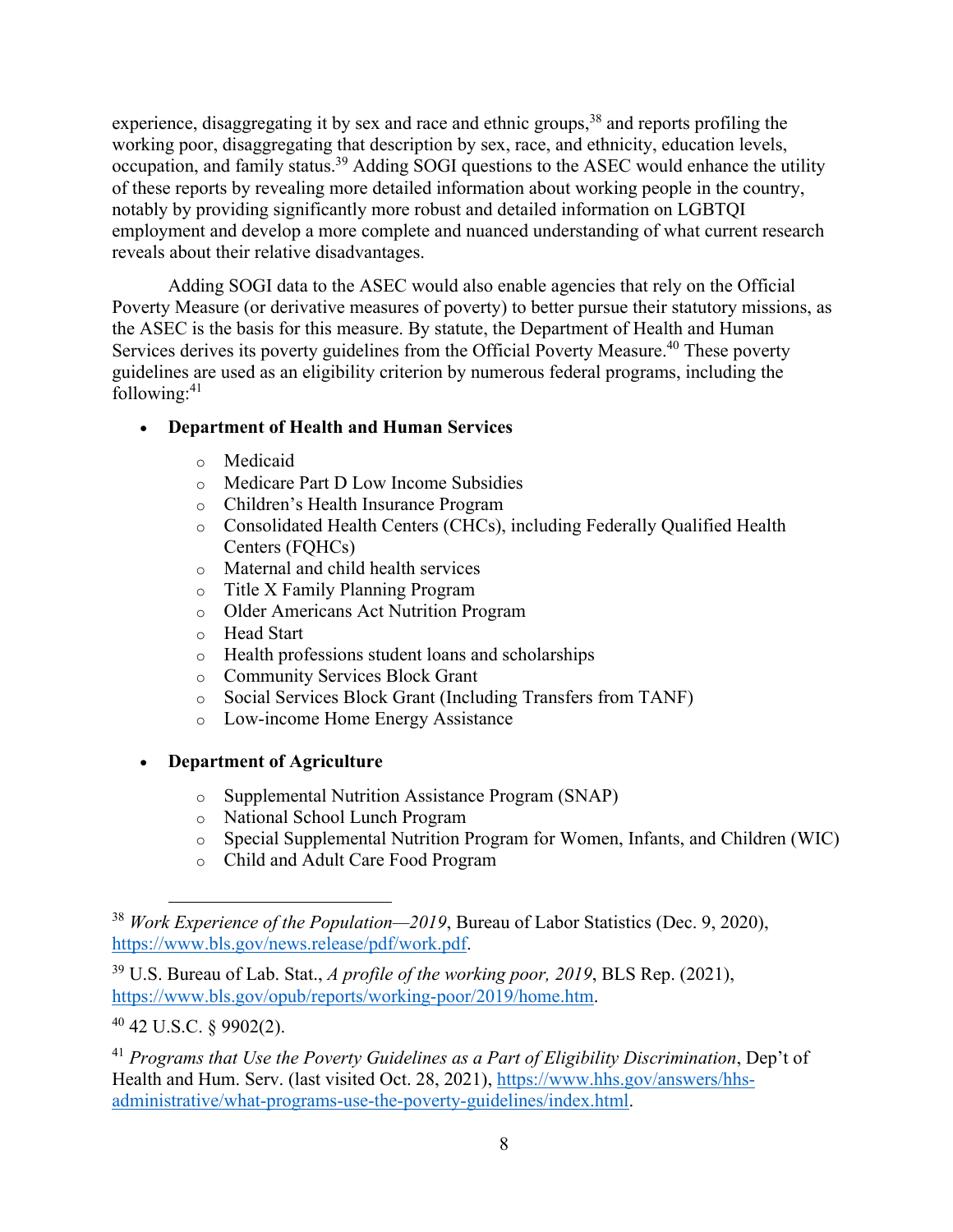experience, disaggregating it by sex and race and ethnic groups,[38] and reports profiling the working poor, disaggregating that description by sex, race, and ethnicity, education levels, occupation, and family status.[39] Adding SOGI questions to the ASEC would enhance the utility of these reports by revealing more detailed information about working people in the country, notably by providing significantly more robust and detailed information on LGBTQI employment and develop a more complete and nuanced understanding of what current research reveals about their relative disadvantages.

Adding SOGI data to the ASEC would also enable agencies that rely on the Official Poverty Measure (or derivative measures of poverty) to better pursue their statutory missions, as the ASEC is the basis for this measure. By statute, the Department of Health and Human Services derives its poverty guidelines from the Official Poverty Measure.[40] These poverty guidelines are used as an eligibility criterion by numerous federal programs, including the following:[41]

- **Department of Health and Human Services**
    - Medicaid
    - Medicare Part D Low Income Subsidies
    - Children's Health Insurance Program
    - Consolidated Health Centers (CHCs), including Federally Qualified Health Centers (FQHCs)
    - Maternal and child health services
    - Title X Family Planning Program
    - Older Americans Act Nutrition Program
    - Head Start
    - Health professions student loans and scholarships
    - Community Services Block Grant
    - Social Services Block Grant (Including Transfers from TANF)
    - Low-income Home Energy Assistance

- **Department of Agriculture**
    - Supplemental Nutrition Assistance Program (SNAP)
    - National School Lunch Program
    - Special Supplemental Nutrition Program for Women, Infants, and Children (WIC)
    - Child and Adult Care Food Program

---

[38] *Work Experience of the Population—2019*, Bureau of Labor Statistics (Dec. 9, 2020), https://www.bls.gov/news.release/pdf/work.pdf.

[39] U.S. Bureau of Lab. Stat., *A profile of the working poor, 2019*, BLS Rep. (2021), https://www.bls.gov/opub/reports/working-poor/2019/home.htm.

[40] 42 U.S.C. § 9902(2).

[41] *Programs that Use the Poverty Guidelines as a Part of Eligibility Discrimination*, Dep't of Health and Hum. Serv. (last visited Oct. 28, 2021), https://www.hhs.gov/answers/hhs-administrative/what-programs-use-the-poverty-guidelines/index.html.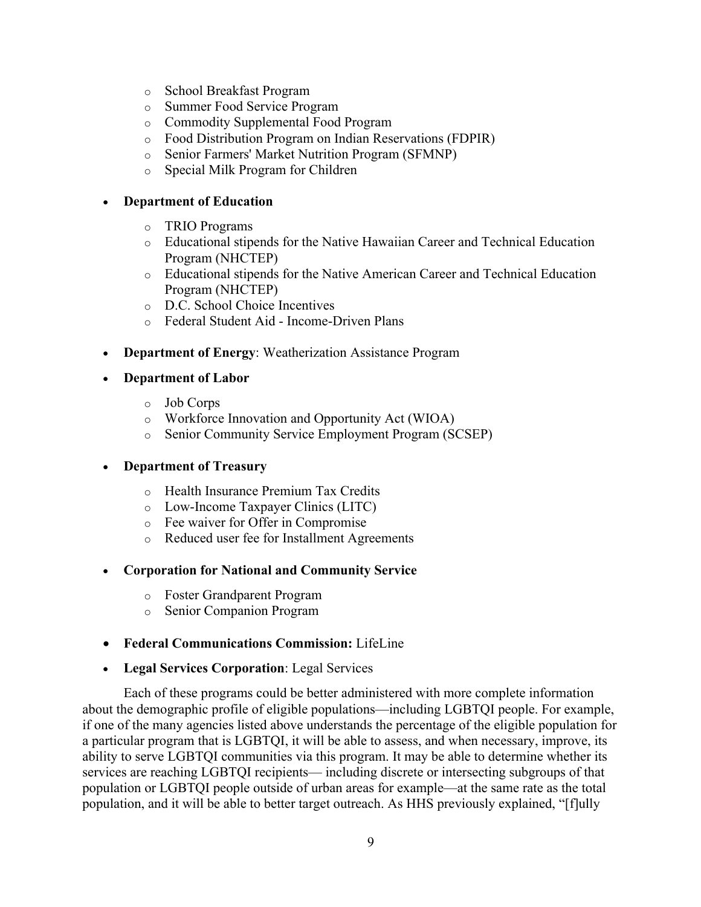- School Breakfast Program
  - Summer Food Service Program
  - Commodity Supplemental Food Program
  - Food Distribution Program on Indian Reservations (FDPIR)
  - Senior Farmers' Market Nutrition Program (SFMNP)
  - Special Milk Program for Children

- **Department of Education**
  - TRIO Programs
  - Educational stipends for the Native Hawaiian Career and Technical Education Program (NHCTEP)
  - Educational stipends for the Native American Career and Technical Education Program (NHCTEP)
  - D.C. School Choice Incentives
  - Federal Student Aid - Income-Driven Plans

- **Department of Energy**: Weatherization Assistance Program

- **Department of Labor**
  - Job Corps
  - Workforce Innovation and Opportunity Act (WIOA)
  - Senior Community Service Employment Program (SCSEP)

- **Department of Treasury**
  - Health Insurance Premium Tax Credits
  - Low-Income Taxpayer Clinics (LITC)
  - Fee waiver for Offer in Compromise
  - Reduced user fee for Installment Agreements

- **Corporation for National and Community Service**
  - Foster Grandparent Program
  - Senior Companion Program

- **Federal Communications Commission:** LifeLine

- **Legal Services Corporation**: Legal Services

Each of these programs could be better administered with more complete information about the demographic profile of eligible populations—including LGBTQI people. For example, if one of the many agencies listed above understands the percentage of the eligible population for a particular program that is LGBTQI, it will be able to assess, and when necessary, improve, its ability to serve LGBTQI communities via this program. It may be able to determine whether its services are reaching LGBTQI recipients— including discrete or intersecting subgroups of that population or LGBTQI people outside of urban areas for example—at the same rate as the total population, and it will be able to better target outreach. As HHS previously explained, "[f]ully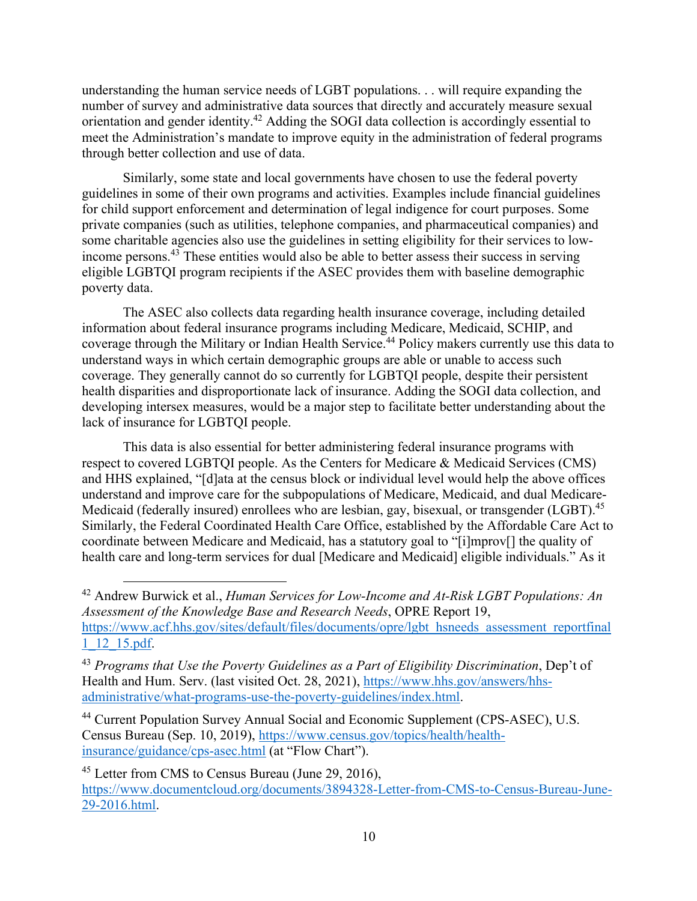understanding the human service needs of LGBT populations. . . will require expanding the number of survey and administrative data sources that directly and accurately measure sexual orientation and gender identity.[42] Adding the SOGI data collection is accordingly essential to meet the Administration's mandate to improve equity in the administration of federal programs through better collection and use of data.

Similarly, some state and local governments have chosen to use the federal poverty guidelines in some of their own programs and activities. Examples include financial guidelines for child support enforcement and determination of legal indigence for court purposes. Some private companies (such as utilities, telephone companies, and pharmaceutical companies) and some charitable agencies also use the guidelines in setting eligibility for their services to low-income persons.[43] These entities would also be able to better assess their success in serving eligible LGBTQI program recipients if the ASEC provides them with baseline demographic poverty data.

The ASEC also collects data regarding health insurance coverage, including detailed information about federal insurance programs including Medicare, Medicaid, SCHIP, and coverage through the Military or Indian Health Service.[44] Policy makers currently use this data to understand ways in which certain demographic groups are able or unable to access such coverage. They generally cannot do so currently for LGBTQI people, despite their persistent health disparities and disproportionate lack of insurance. Adding the SOGI data collection, and developing intersex measures, would be a major step to facilitate better understanding about the lack of insurance for LGBTQI people.

This data is also essential for better administering federal insurance programs with respect to covered LGBTQI people. As the Centers for Medicare & Medicaid Services (CMS) and HHS explained, "[d]ata at the census block or individual level would help the above offices understand and improve care for the subpopulations of Medicare, Medicaid, and dual Medicare-Medicaid (federally insured) enrollees who are lesbian, gay, bisexual, or transgender (LGBT).[45] Similarly, the Federal Coordinated Health Care Office, established by the Affordable Care Act to coordinate between Medicare and Medicaid, has a statutory goal to "[i]mprov[] the quality of health care and long-term services for dual [Medicare and Medicaid] eligible individuals." As it

---

[42] Andrew Burwick et al., *Human Services for Low-Income and At-Risk LGBT Populations: An Assessment of the Knowledge Base and Research Needs*, OPRE Report 19, https://www.acf.hhs.gov/sites/default/files/documents/opre/lgbt_hsneeds_assessment_reportfinal1_12_15.pdf.

[43] *Programs that Use the Poverty Guidelines as a Part of Eligibility Discrimination*, Dep't of Health and Hum. Serv. (last visited Oct. 28, 2021), https://www.hhs.gov/answers/hhs-administrative/what-programs-use-the-poverty-guidelines/index.html.

[44] Current Population Survey Annual Social and Economic Supplement (CPS-ASEC), U.S. Census Bureau (Sep. 10, 2019), https://www.census.gov/topics/health/health-insurance/guidance/cps-asec.html (at "Flow Chart").

[45] Letter from CMS to Census Bureau (June 29, 2016), https://www.documentcloud.org/documents/3894328-Letter-from-CMS-to-Census-Bureau-June-29-2016.html.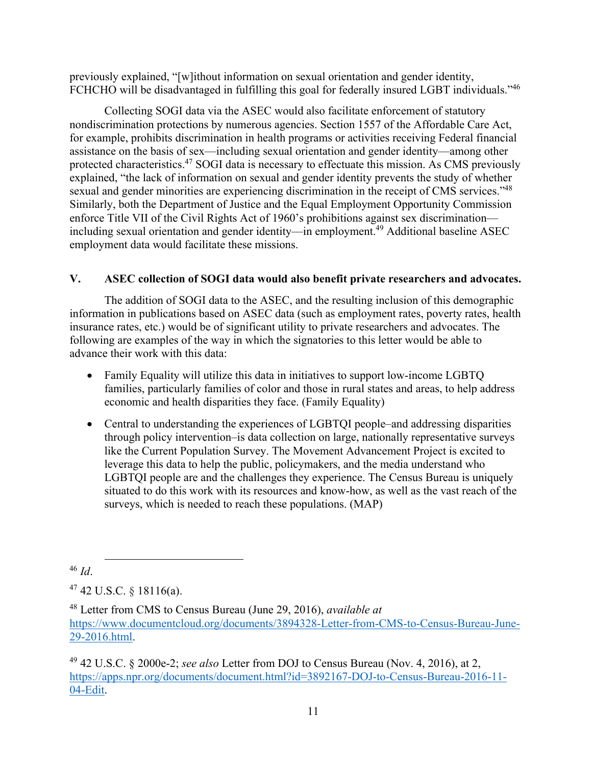previously explained, "[w]ithout information on sexual orientation and gender identity, FCHCHO will be disadvantaged in fulfilling this goal for federally insured LGBT individuals."[46]

Collecting SOGI data via the ASEC would also facilitate enforcement of statutory nondiscrimination protections by numerous agencies. Section 1557 of the Affordable Care Act, for example, prohibits discrimination in health programs or activities receiving Federal financial assistance on the basis of sex—including sexual orientation and gender identity—among other protected characteristics.[47] SOGI data is necessary to effectuate this mission. As CMS previously explained, "the lack of information on sexual and gender identity prevents the study of whether sexual and gender minorities are experiencing discrimination in the receipt of CMS services."[48] Similarly, both the Department of Justice and the Equal Employment Opportunity Commission enforce Title VII of the Civil Rights Act of 1960's prohibitions against sex discrimination—including sexual orientation and gender identity—in employment.[49] Additional baseline ASEC employment data would facilitate these missions.

## V. ASEC collection of SOGI data would also benefit private researchers and advocates.

The addition of SOGI data to the ASEC, and the resulting inclusion of this demographic information in publications based on ASEC data (such as employment rates, poverty rates, health insurance rates, etc.) would be of significant utility to private researchers and advocates. The following are examples of the way in which the signatories to this letter would be able to advance their work with this data:

- Family Equality will utilize this data in initiatives to support low-income LGBTQ families, particularly families of color and those in rural states and areas, to help address economic and health disparities they face. (Family Equality)
- Central to understanding the experiences of LGBTQI people–and addressing disparities through policy intervention–is data collection on large, nationally representative surveys like the Current Population Survey. The Movement Advancement Project is excited to leverage this data to help the public, policymakers, and the media understand who LGBTQI people are and the challenges they experience. The Census Bureau is uniquely situated to do this work with its resources and know-how, as well as the vast reach of the surveys, which is needed to reach these populations. (MAP)

---

[46] *Id*.

[47] 42 U.S.C. § 18116(a).

[48] Letter from CMS to Census Bureau (June 29, 2016), *available at* https://www.documentcloud.org/documents/3894328-Letter-from-CMS-to-Census-Bureau-June-29-2016.html.

[49] 42 U.S.C. § 2000e-2; *see also* Letter from DOJ to Census Bureau (Nov. 4, 2016), at 2, https://apps.npr.org/documents/document.html?id=3892167-DOJ-to-Census-Bureau-2016-11-04-Edit.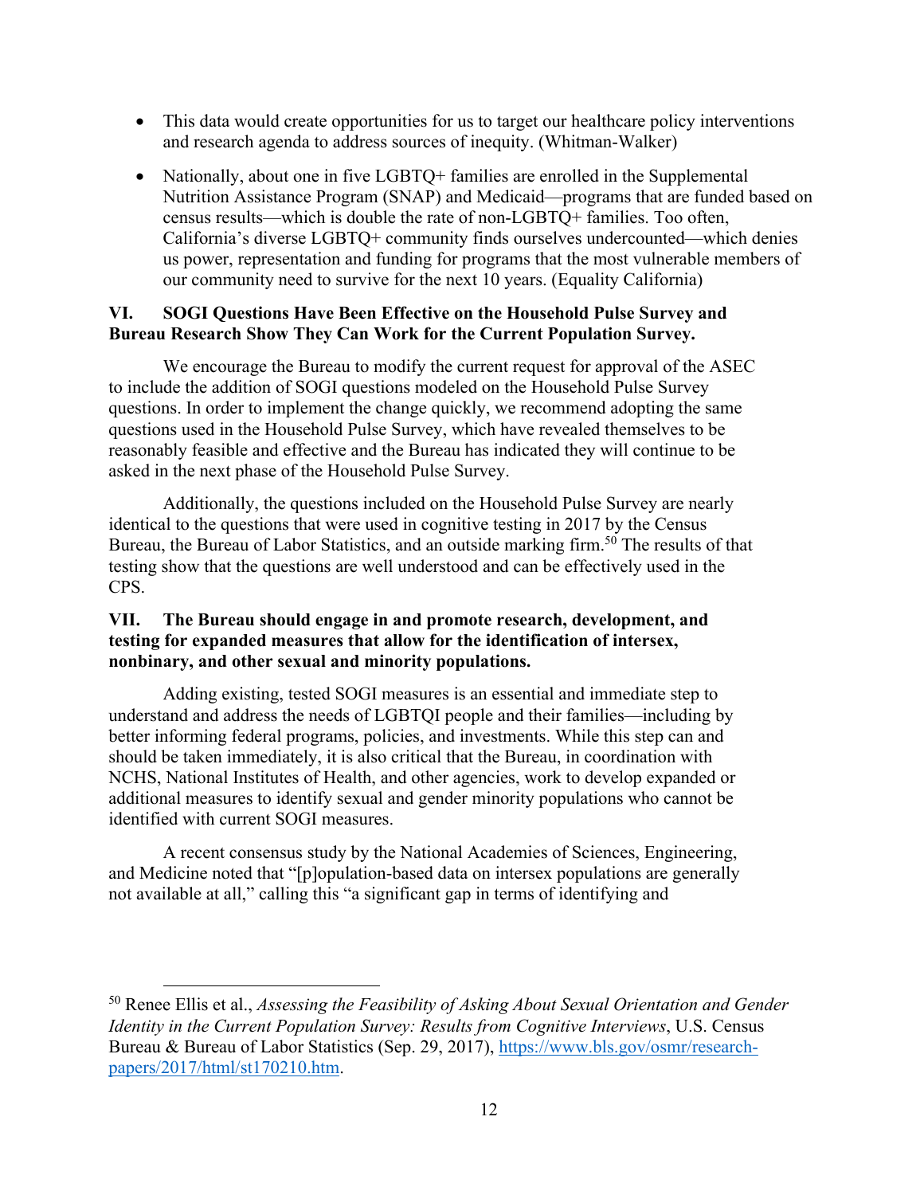- This data would create opportunities for us to target our healthcare policy interventions and research agenda to address sources of inequity. (Whitman-Walker)

- Nationally, about one in five LGBTQ+ families are enrolled in the Supplemental Nutrition Assistance Program (SNAP) and Medicaid—programs that are funded based on census results—which is double the rate of non-LGBTQ+ families. Too often, California's diverse LGBTQ+ community finds ourselves undercounted—which denies us power, representation and funding for programs that the most vulnerable members of our community need to survive for the next 10 years. (Equality California)

## VI. SOGI Questions Have Been Effective on the Household Pulse Survey and Bureau Research Show They Can Work for the Current Population Survey.

We encourage the Bureau to modify the current request for approval of the ASEC to include the addition of SOGI questions modeled on the Household Pulse Survey questions. In order to implement the change quickly, we recommend adopting the same questions used in the Household Pulse Survey, which have revealed themselves to be reasonably feasible and effective and the Bureau has indicated they will continue to be asked in the next phase of the Household Pulse Survey.

Additionally, the questions included on the Household Pulse Survey are nearly identical to the questions that were used in cognitive testing in 2017 by the Census Bureau, the Bureau of Labor Statistics, and an outside marking firm.[50] The results of that testing show that the questions are well understood and can be effectively used in the CPS.

## VII. The Bureau should engage in and promote research, development, and testing for expanded measures that allow for the identification of intersex, nonbinary, and other sexual and minority populations.

Adding existing, tested SOGI measures is an essential and immediate step to understand and address the needs of LGBTQI people and their families—including by better informing federal programs, policies, and investments. While this step can and should be taken immediately, it is also critical that the Bureau, in coordination with NCHS, National Institutes of Health, and other agencies, work to develop expanded or additional measures to identify sexual and gender minority populations who cannot be identified with current SOGI measures.

A recent consensus study by the National Academies of Sciences, Engineering, and Medicine noted that "[p]opulation-based data on intersex populations are generally not available at all," calling this "a significant gap in terms of identifying and

---

[50] Renee Ellis et al., *Assessing the Feasibility of Asking About Sexual Orientation and Gender Identity in the Current Population Survey: Results from Cognitive Interviews*, U.S. Census Bureau & Bureau of Labor Statistics (Sep. 29, 2017), https://www.bls.gov/osmr/research-papers/2017/html/st170210.htm.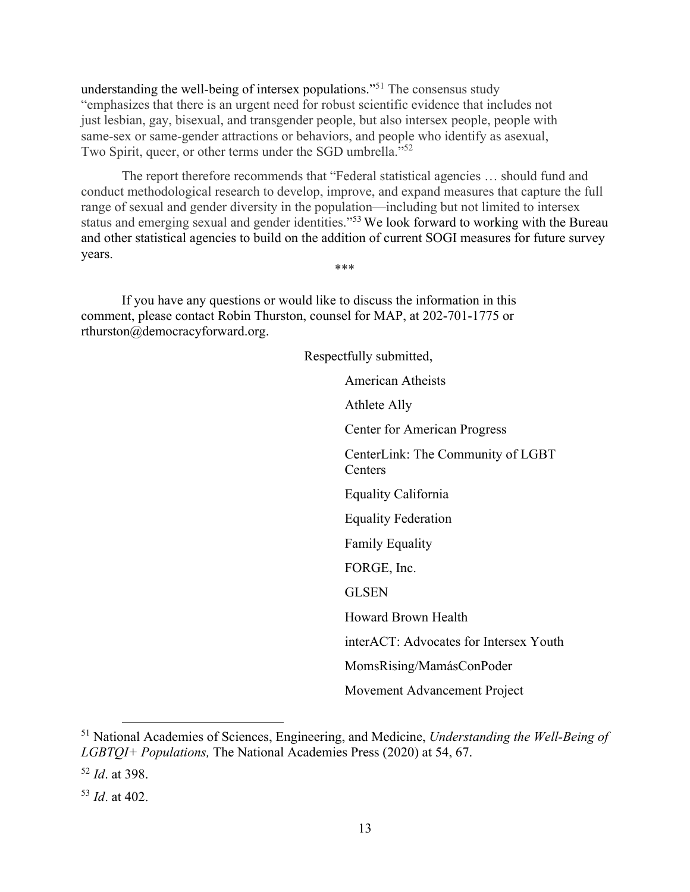understanding the well-being of intersex populations."[51] The consensus study "emphasizes that there is an urgent need for robust scientific evidence that includes not just lesbian, gay, bisexual, and transgender people, but also intersex people, people with same-sex or same-gender attractions or behaviors, and people who identify as asexual, Two Spirit, queer, or other terms under the SGD umbrella."[52]

The report therefore recommends that "Federal statistical agencies … should fund and conduct methodological research to develop, improve, and expand measures that capture the full range of sexual and gender diversity in the population—including but not limited to intersex status and emerging sexual and gender identities."[53] We look forward to working with the Bureau and other statistical agencies to build on the addition of current SOGI measures for future survey years.

\*\*\*

If you have any questions or would like to discuss the information in this comment, please contact Robin Thurston, counsel for MAP, at 202-701-1775 or rthurston@democracyforward.org.

Respectfully submitted,

American Atheists

Athlete Ally

Center for American Progress

CenterLink: The Community of LGBT Centers

Equality California

Equality Federation

Family Equality

FORGE, Inc.

GLSEN

Howard Brown Health

interACT: Advocates for Intersex Youth

MomsRising/MamásConPoder

Movement Advancement Project

---

[51] National Academies of Sciences, Engineering, and Medicine, *Understanding the Well-Being of LGBTQI+ Populations,* The National Academies Press (2020) at 54, 67.

[52] *Id*. at 398.

[53] *Id*. at 402.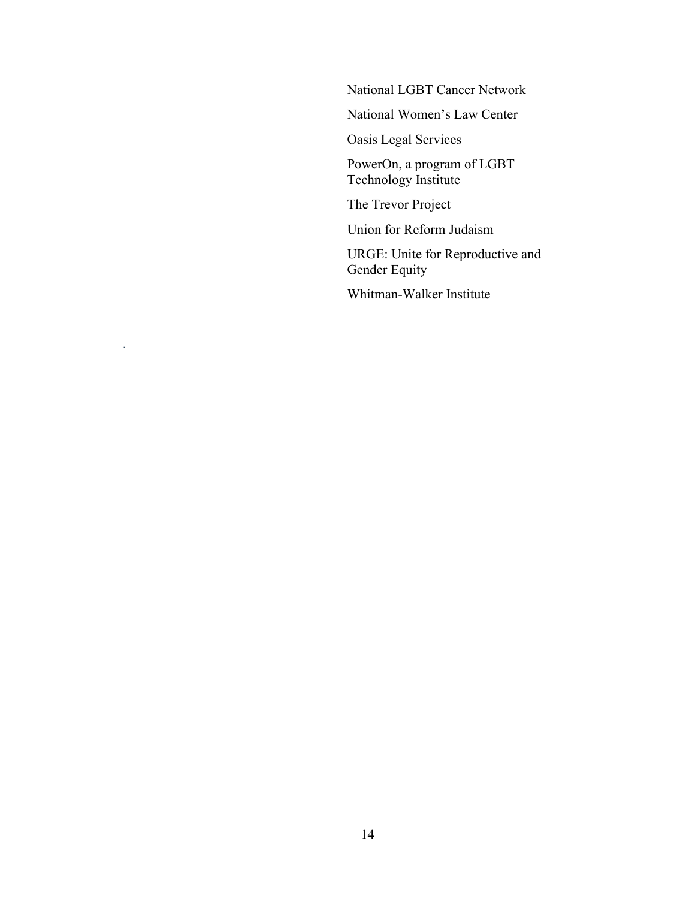National LGBT Cancer Network

National Women's Law Center

Oasis Legal Services

PowerOn, a program of LGBT Technology Institute

The Trevor Project

Union for Reform Judaism

URGE: Unite for Reproductive and Gender Equity

Whitman-Walker Institute

.